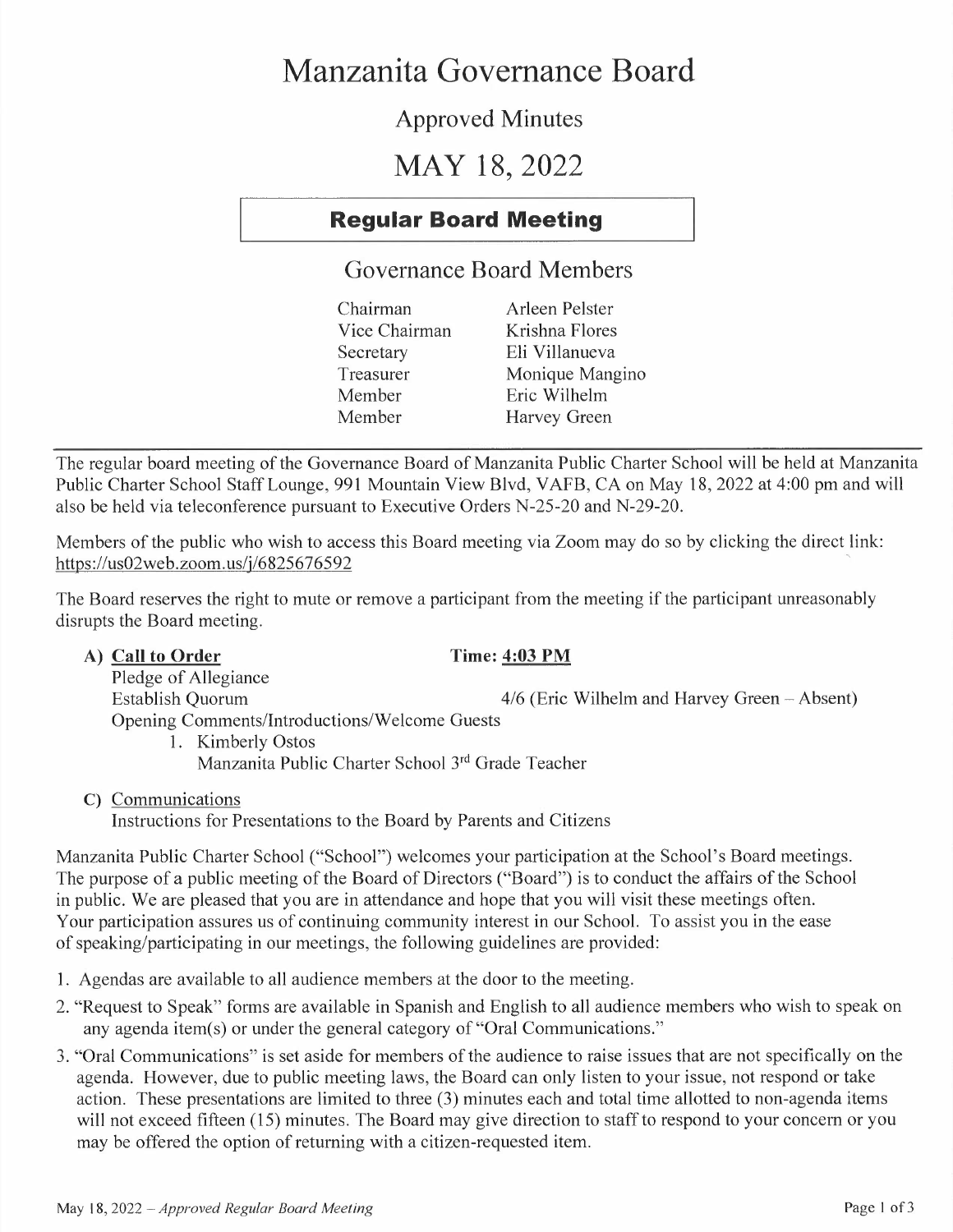# Manzanita Governance Board

## Approved Minutes

# MAY 18, 2022

### Regular Board Meeting

## Governance Board Members

| | |
|---|---|
| Chairman | Arleen Pelster |
| Vice Chairman | Krishna Flores |
| Secretary | Eli Villanueva |
| Treasurer | Monique Mangino |
| Member | Eric Wilhelm |
| Member | Harvey Green |

The regular board meeting of the Governance Board of Manzanita Public Charter School will be held at Manzanita Public Charter School Staff Lounge, 991 Mountain View Blvd, VAFB, CA on May 18, 2022 at 4:00 pm and will also be held via teleconference pursuant to Executive Orders N-25-20 and N-29-20.

Members of the public who wish to access this Board meeting via Zoom may do so by clicking the direct link: https://us02web.zoom.us/j/6825676592

The Board reserves the right to mute or remove a participant from the meeting if the participant unreasonably disrupts the Board meeting.

A) <u>Call to Order</u> **Time: <u>4:03 PM</u>**

Pledge of Allegiance

Establish Quorum 4/6 (Eric Wilhelm and Harvey Green – Absent)

Opening Comments/Introductions/Welcome Guests

1. Kimberly Ostos
   Manzanita Public Charter School 3rd Grade Teacher

C) <u>Communications</u>

Instructions for Presentations to the Board by Parents and Citizens

Manzanita Public Charter School ("School") welcomes your participation at the School's Board meetings. The purpose of a public meeting of the Board of Directors ("Board") is to conduct the affairs of the School in public. We are pleased that you are in attendance and hope that you will visit these meetings often. Your participation assures us of continuing community interest in our School. To assist you in the ease of speaking/participating in our meetings, the following guidelines are provided:

1. Agendas are available to all audience members at the door to the meeting.
2. "Request to Speak" forms are available in Spanish and English to all audience members who wish to speak on any agenda item(s) or under the general category of "Oral Communications."
3. "Oral Communications" is set aside for members of the audience to raise issues that are not specifically on the agenda. However, due to public meeting laws, the Board can only listen to your issue, not respond or take action. These presentations are limited to three (3) minutes each and total time allotted to non-agenda items will not exceed fifteen (15) minutes. The Board may give direction to staff to respond to your concern or you may be offered the option of returning with a citizen-requested item.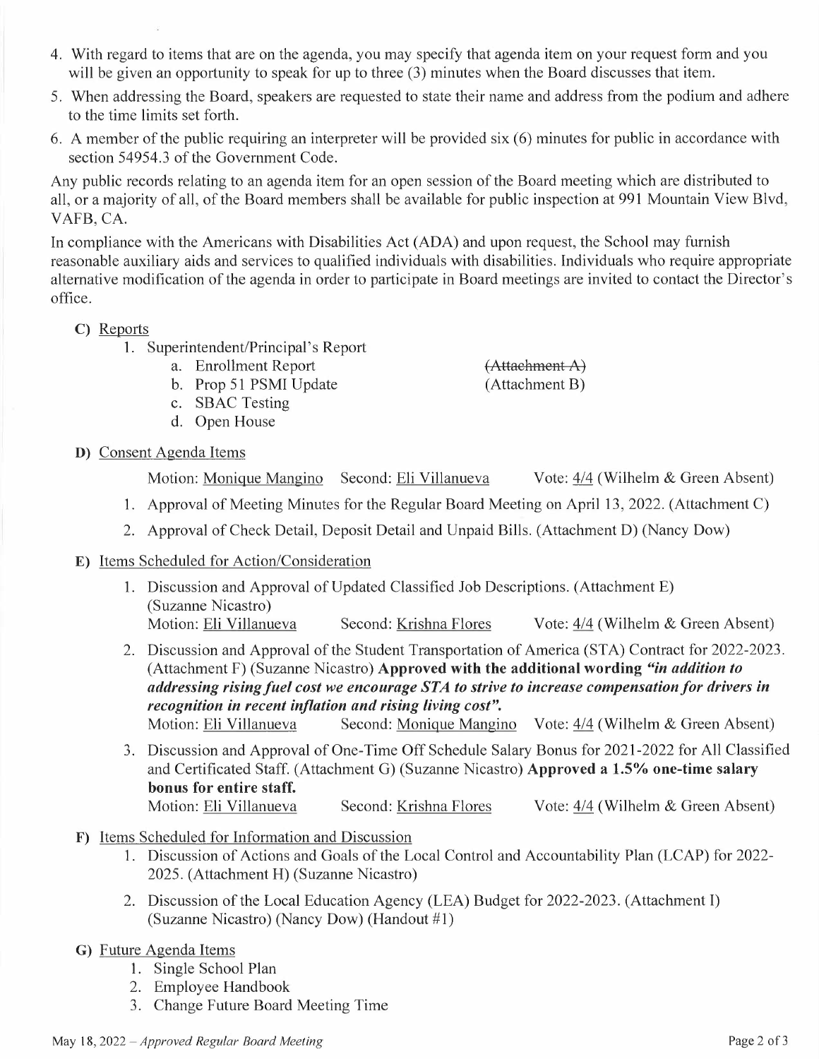4. With regard to items that are on the agenda, you may specify that agenda item on your request form and you will be given an opportunity to speak for up to three (3) minutes when the Board discusses that item.
5. When addressing the Board, speakers are requested to state their name and address from the podium and adhere to the time limits set forth.
6. A member of the public requiring an interpreter will be provided six (6) minutes for public in accordance with section 54954.3 of the Government Code.

Any public records relating to an agenda item for an open session of the Board meeting which are distributed to all, or a majority of all, of the Board members shall be available for public inspection at 991 Mountain View Blvd, VAFB, CA.

In compliance with the Americans with Disabilities Act (ADA) and upon request, the School may furnish reasonable auxiliary aids and services to qualified individuals with disabilities. Individuals who require appropriate alternative modification of the agenda in order to participate in Board meetings are invited to contact the Director's office.

**C)** Reports

1. Superintendent/Principal's Report
   - a. Enrollment Report ~~(Attachment A)~~
   - b. Prop 51 PSMI Update (Attachment B)
   - c. SBAC Testing
   - d. Open House

**D)** Consent Agenda Items

Motion: Monique Mangino Second: Eli Villanueva Vote: 4/4 (Wilhelm & Green Absent)

1. Approval of Meeting Minutes for the Regular Board Meeting on April 13, 2022. (Attachment C)
2. Approval of Check Detail, Deposit Detail and Unpaid Bills. (Attachment D) (Nancy Dow)

**E)** Items Scheduled for Action/Consideration

1. Discussion and Approval of Updated Classified Job Descriptions. (Attachment E) (Suzanne Nicastro)
   Motion: Eli Villanueva Second: Krishna Flores Vote: 4/4 (Wilhelm & Green Absent)
2. Discussion and Approval of the Student Transportation of America (STA) Contract for 2022-2023. (Attachment F) (Suzanne Nicastro) **Approved with the additional wording *"in addition to addressing rising fuel cost we encourage STA to strive to increase compensation for drivers in recognition in recent inflation and rising living cost".***
   Motion: Eli Villanueva Second: Monique Mangino Vote: 4/4 (Wilhelm & Green Absent)
3. Discussion and Approval of One-Time Off Schedule Salary Bonus for 2021-2022 for All Classified and Certificated Staff. (Attachment G) (Suzanne Nicastro) **Approved a 1.5% one-time salary bonus for entire staff.**
   Motion: Eli Villanueva Second: Krishna Flores Vote: 4/4 (Wilhelm & Green Absent)

**F)** Items Scheduled for Information and Discussion

1. Discussion of Actions and Goals of the Local Control and Accountability Plan (LCAP) for 2022-2025. (Attachment H) (Suzanne Nicastro)
2. Discussion of the Local Education Agency (LEA) Budget for 2022-2023. (Attachment I) (Suzanne Nicastro) (Nancy Dow) (Handout #1)

**G)** Future Agenda Items

1. Single School Plan
2. Employee Handbook
3. Change Future Board Meeting Time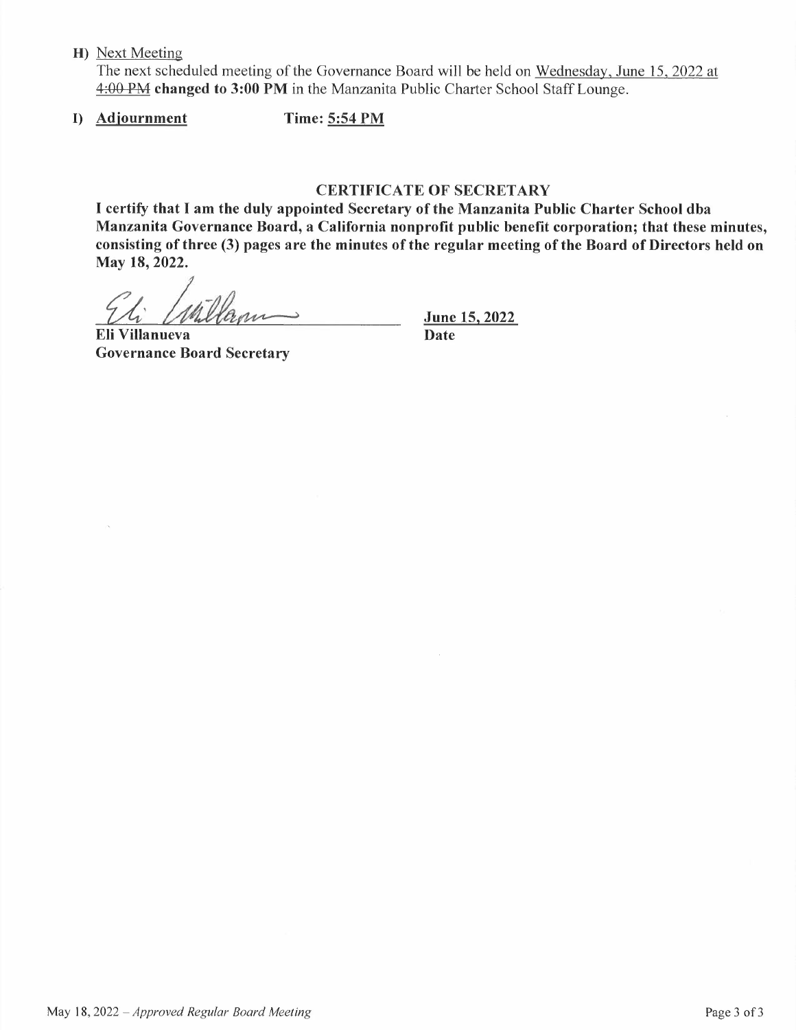**H)** Next Meeting

The next scheduled meeting of the Governance Board will be held on Wednesday, June 15, 2022 at ~~4:00 PM~~ **changed to 3:00 PM** in the Manzanita Public Charter School Staff Lounge.

**I) Adjournment** **Time: 5:54 PM**

## CERTIFICATE OF SECRETARY

**I certify that I am the duly appointed Secretary of the Manzanita Public Charter School dba Manzanita Governance Board, a California nonprofit public benefit corporation; that these minutes, consisting of three (3) pages are the minutes of the regular meeting of the Board of Directors held on May 18, 2022.**

Eli Villanueva

**Eli Villanueva**
**Governance Board Secretary**

**June 15, 2022**
**Date**